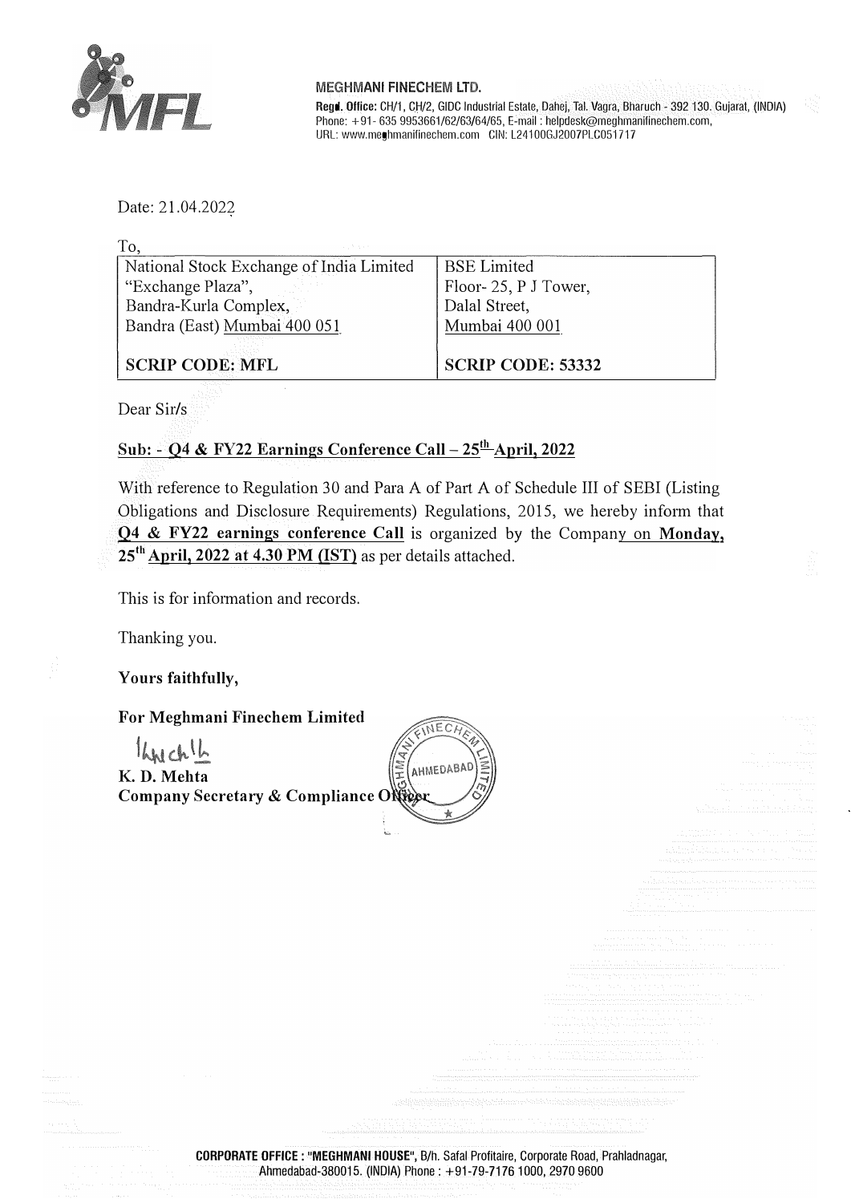MEGHMANI FINECHEM LTD.

**Regd. Office:** CH/1, CH/2, GIDC Industrial Estate, Dahej, Tal. Vagra, Bharuch - 392 130. Gujarat, (INDIA)
Phone: +91- 635 9953661/62/63/64/65, E-mail : helpdesk@meghmanifinechem.com,
URL: www.meghmanifinechem.com CIN: L24100GJ2007PLC051717

Date: 21.04.2022

To,

| National Stock Exchange of India Limited<br>"Exchange Plaza",<br>Bandra-Kurla Complex,<br>Bandra (East) Mumbai 400 051 | BSE Limited<br>Floor- 25, P J Tower,<br>Dalal Street,<br>Mumbai 400 001 |
|---|---|
| **SCRIP CODE: MFL** | **SCRIP CODE: 53332** |

Dear Sir/s

**Sub: - Q4 & FY22 Earnings Conference Call – 25th April, 2022**

With reference to Regulation 30 and Para A of Part A of Schedule III of SEBI (Listing Obligations and Disclosure Requirements) Regulations, 2015, we hereby inform that **Q4 & FY22 earnings conference Call** is organized by the Company on **Monday, 25th April, 2022 at 4.30 PM (IST)** as per details attached.

This is for information and records.

Thanking you.

**Yours faithfully,**

**For Meghmani Finechem Limited**

**K. D. Mehta**
**Company Secretary & Compliance Officer**

**CORPORATE OFFICE : "MEGHMANI HOUSE"**, B/h. Safal Profitaire, Corporate Road, Prahladnagar, Ahmedabad-380015. (INDIA) Phone : +91-79-7176 1000, 2970 9600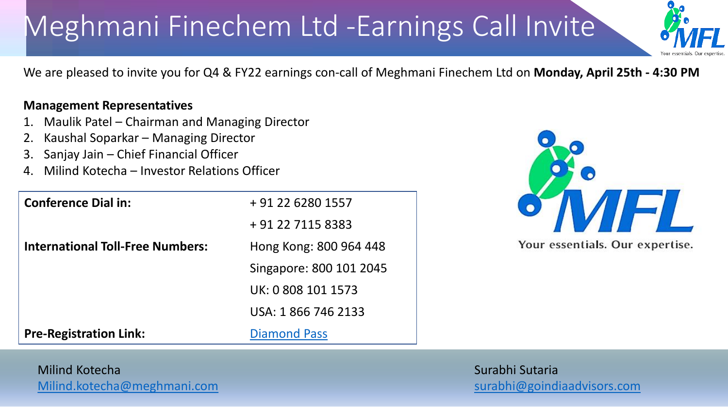# Meghmani Finechem Ltd -Earnings Call Invite

We are pleased to invite you for Q4 & FY22 earnings con-call of Meghmani Finechem Ltd on **Monday, April 25th - 4:30 PM**

**Management Representatives**

1. Maulik Patel – Chairman and Managing Director
2. Kaushal Soparkar – Managing Director
3. Sanjay Jain – Chief Financial Officer
4. Milind Kotecha – Investor Relations Officer

| | |
|---|---|
| **Conference Dial in:** | + 91 22 6280 1557 |
| | + 91 22 7115 8383 |
| **International Toll-Free Numbers:** | Hong Kong: 800 964 448 |
| | Singapore: 800 101 2045 |
| | UK: 0 808 101 1573 |
| | USA: 1 866 746 2133 |
| **Pre-Registration Link:** | Diamond Pass |

MFL

Your essentials. Our expertise.

Milind Kotecha
Milind.kotecha@meghmani.com

Surabhi Sutaria
surabhi@goindiaadvisors.com